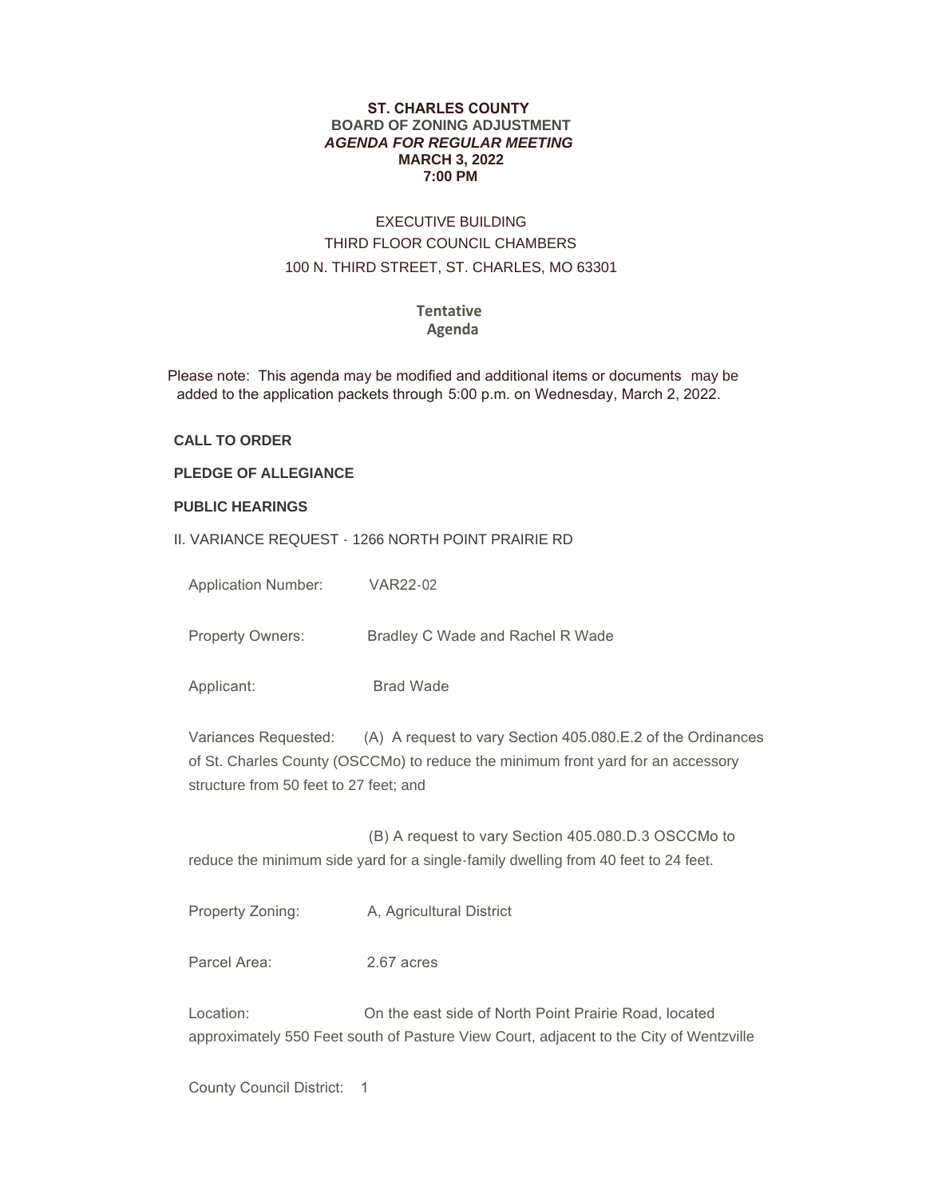**ST. CHARLES COUNTY**
**BOARD OF ZONING ADJUSTMENT**
***AGENDA FOR REGULAR MEETING***
**MARCH 3, 2022**
**7:00 PM**

EXECUTIVE BUILDING
THIRD FLOOR COUNCIL CHAMBERS
100 N. THIRD STREET, ST. CHARLES, MO 63301

**Tentative Agenda**

Please note: This agenda may be modified and additional items or documents may be added to the application packets through 5:00 p.m. on Wednesday, March 2, 2022.

**CALL TO ORDER**

**PLEDGE OF ALLEGIANCE**

**PUBLIC HEARINGS**

II. VARIANCE REQUEST - 1266 NORTH POINT PRAIRIE RD

Application Number: VAR22-02

Property Owners: Bradley C Wade and Rachel R Wade

Applicant: Brad Wade

Variances Requested: (A) A request to vary Section 405.080.E.2 of the Ordinances of St. Charles County (OSCCMo) to reduce the minimum front yard for an accessory structure from 50 feet to 27 feet; and

(B) A request to vary Section 405.080.D.3 OSCCMo to reduce the minimum side yard for a single-family dwelling from 40 feet to 24 feet.

Property Zoning: A, Agricultural District

Parcel Area: 2.67 acres

Location: On the east side of North Point Prairie Road, located approximately 550 Feet south of Pasture View Court, adjacent to the City of Wentzville

County Council District: 1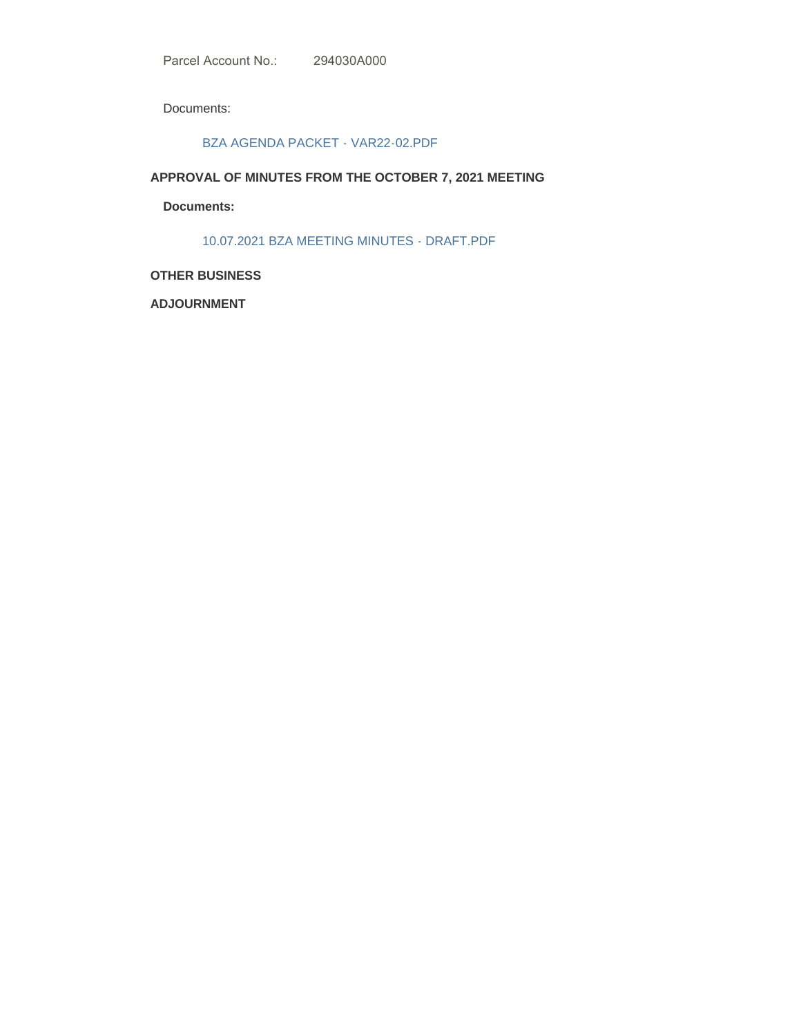Parcel Account No.: 294030A000

Documents:

BZA AGENDA PACKET - VAR22-02.PDF

**APPROVAL OF MINUTES FROM THE OCTOBER 7, 2021 MEETING**

**Documents:**

10.07.2021 BZA MEETING MINUTES - DRAFT.PDF

**OTHER BUSINESS**

**ADJOURNMENT**